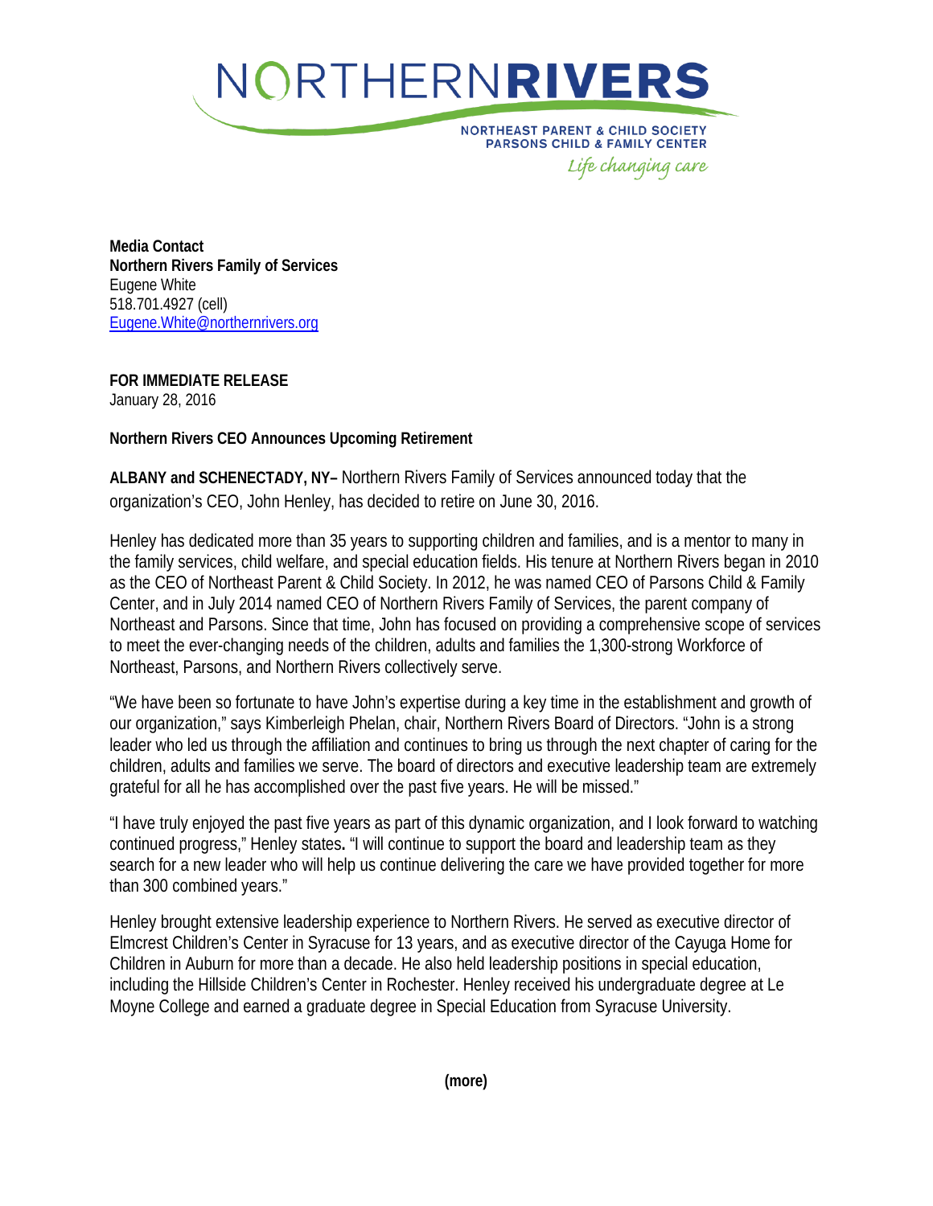NORTHERN**RIVERS**

NORTHEAST PARENT & CHILD SOCIETY
PARSONS CHILD & FAMILY CENTER
*Life changing care*

**Media Contact**
**Northern Rivers Family of Services**
Eugene White
518.701.4927 (cell)
Eugene.White@northernrivers.org

**FOR IMMEDIATE RELEASE**
January 28, 2016

**Northern Rivers CEO Announces Upcoming Retirement**

**ALBANY and SCHENECTADY, NY–** Northern Rivers Family of Services announced today that the organization's CEO, John Henley, has decided to retire on June 30, 2016.

Henley has dedicated more than 35 years to supporting children and families, and is a mentor to many in the family services, child welfare, and special education fields. His tenure at Northern Rivers began in 2010 as the CEO of Northeast Parent & Child Society. In 2012, he was named CEO of Parsons Child & Family Center, and in July 2014 named CEO of Northern Rivers Family of Services, the parent company of Northeast and Parsons. Since that time, John has focused on providing a comprehensive scope of services to meet the ever-changing needs of the children, adults and families the 1,300-strong Workforce of Northeast, Parsons, and Northern Rivers collectively serve.

"We have been so fortunate to have John's expertise during a key time in the establishment and growth of our organization," says Kimberleigh Phelan, chair, Northern Rivers Board of Directors. "John is a strong leader who led us through the affiliation and continues to bring us through the next chapter of caring for the children, adults and families we serve. The board of directors and executive leadership team are extremely grateful for all he has accomplished over the past five years. He will be missed."

"I have truly enjoyed the past five years as part of this dynamic organization, and I look forward to watching continued progress," Henley states. "I will continue to support the board and leadership team as they search for a new leader who will help us continue delivering the care we have provided together for more than 300 combined years."

Henley brought extensive leadership experience to Northern Rivers. He served as executive director of Elmcrest Children's Center in Syracuse for 13 years, and as executive director of the Cayuga Home for Children in Auburn for more than a decade. He also held leadership positions in special education, including the Hillside Children's Center in Rochester. Henley received his undergraduate degree at Le Moyne College and earned a graduate degree in Special Education from Syracuse University.

**(more)**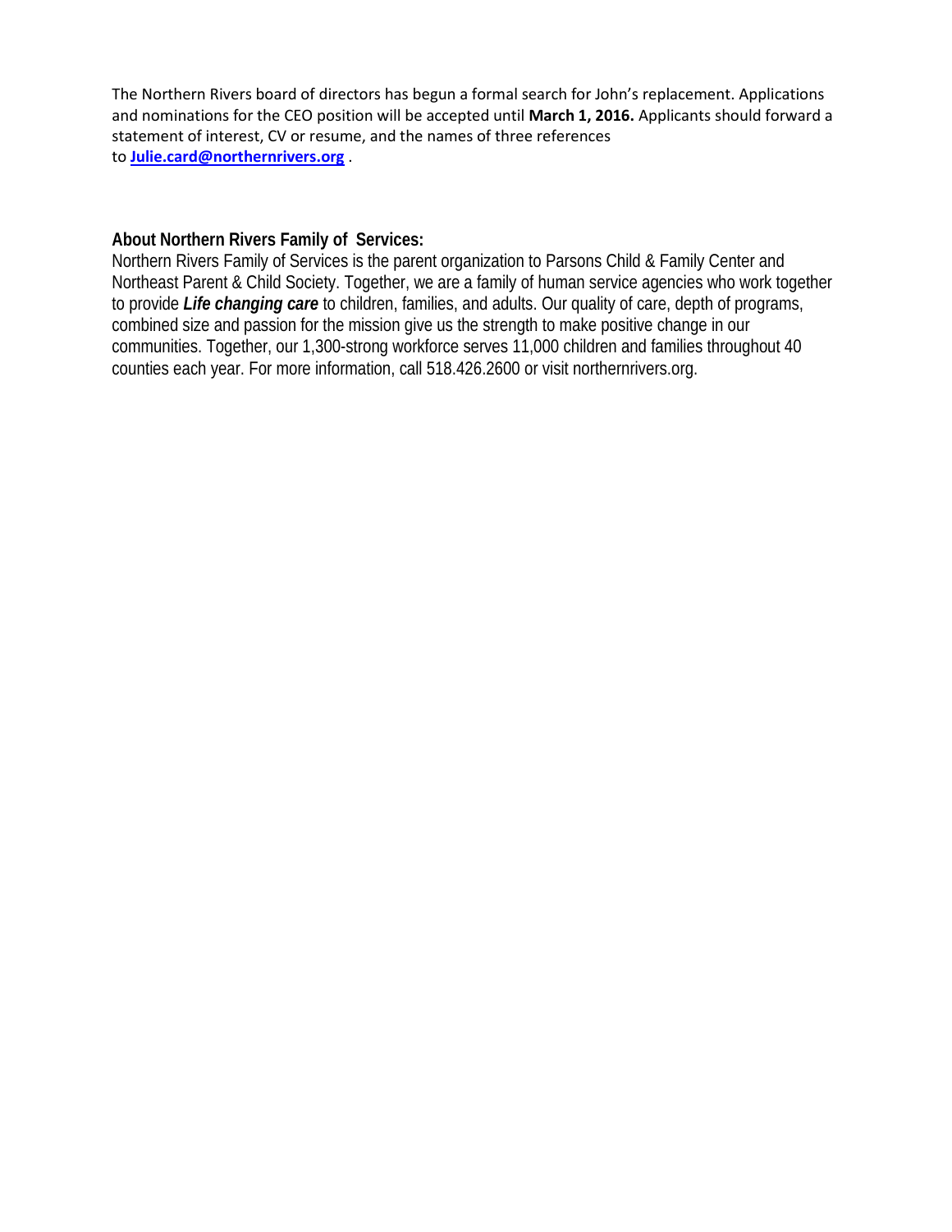The Northern Rivers board of directors has begun a formal search for John's replacement. Applications and nominations for the CEO position will be accepted until **March 1, 2016.** Applicants should forward a statement of interest, CV or resume, and the names of three references to **Julie.card@northernrivers.org** .

**About Northern Rivers Family of Services:**

Northern Rivers Family of Services is the parent organization to Parsons Child & Family Center and Northeast Parent & Child Society. Together, we are a family of human service agencies who work together to provide ***Life changing care*** to children, families, and adults. Our quality of care, depth of programs, combined size and passion for the mission give us the strength to make positive change in our communities. Together, our 1,300-strong workforce serves 11,000 children and families throughout 40 counties each year. For more information, call 518.426.2600 or visit northernrivers.org.